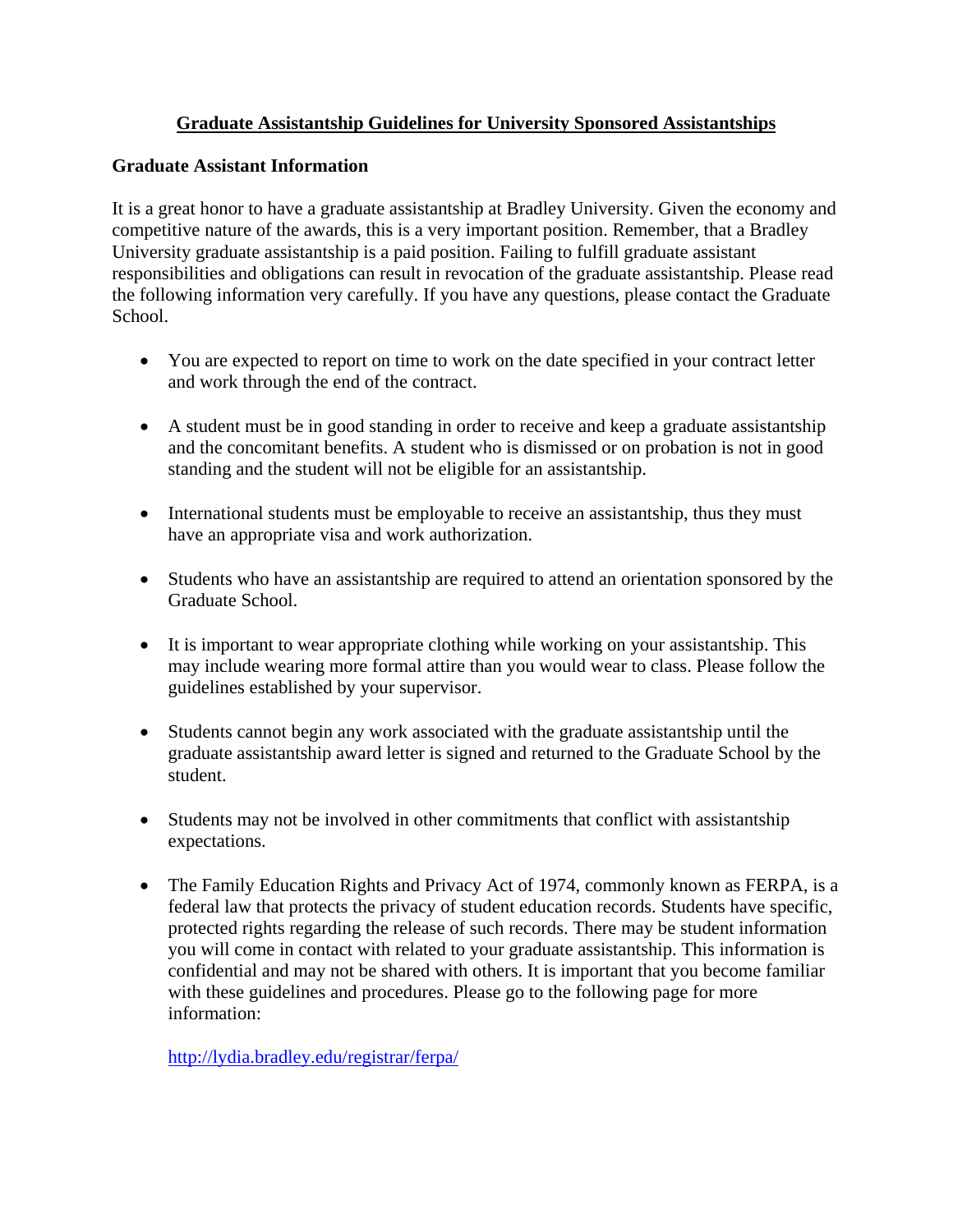# Graduate Assistantship Guidelines for University Sponsored Assistantships

## Graduate Assistant Information

It is a great honor to have a graduate assistantship at Bradley University. Given the economy and competitive nature of the awards, this is a very important position. Remember, that a Bradley University graduate assistantship is a paid position. Failing to fulfill graduate assistant responsibilities and obligations can result in revocation of the graduate assistantship. Please read the following information very carefully. If you have any questions, please contact the Graduate School.

- You are expected to report on time to work on the date specified in your contract letter and work through the end of the contract.
- A student must be in good standing in order to receive and keep a graduate assistantship and the concomitant benefits. A student who is dismissed or on probation is not in good standing and the student will not be eligible for an assistantship.
- International students must be employable to receive an assistantship, thus they must have an appropriate visa and work authorization.
- Students who have an assistantship are required to attend an orientation sponsored by the Graduate School.
- It is important to wear appropriate clothing while working on your assistantship. This may include wearing more formal attire than you would wear to class. Please follow the guidelines established by your supervisor.
- Students cannot begin any work associated with the graduate assistantship until the graduate assistantship award letter is signed and returned to the Graduate School by the student.
- Students may not be involved in other commitments that conflict with assistantship expectations.
- The Family Education Rights and Privacy Act of 1974, commonly known as FERPA, is a federal law that protects the privacy of student education records. Students have specific, protected rights regarding the release of such records. There may be student information you will come in contact with related to your graduate assistantship. This information is confidential and may not be shared with others. It is important that you become familiar with these guidelines and procedures. Please go to the following page for more information:

  http://lydia.bradley.edu/registrar/ferpa/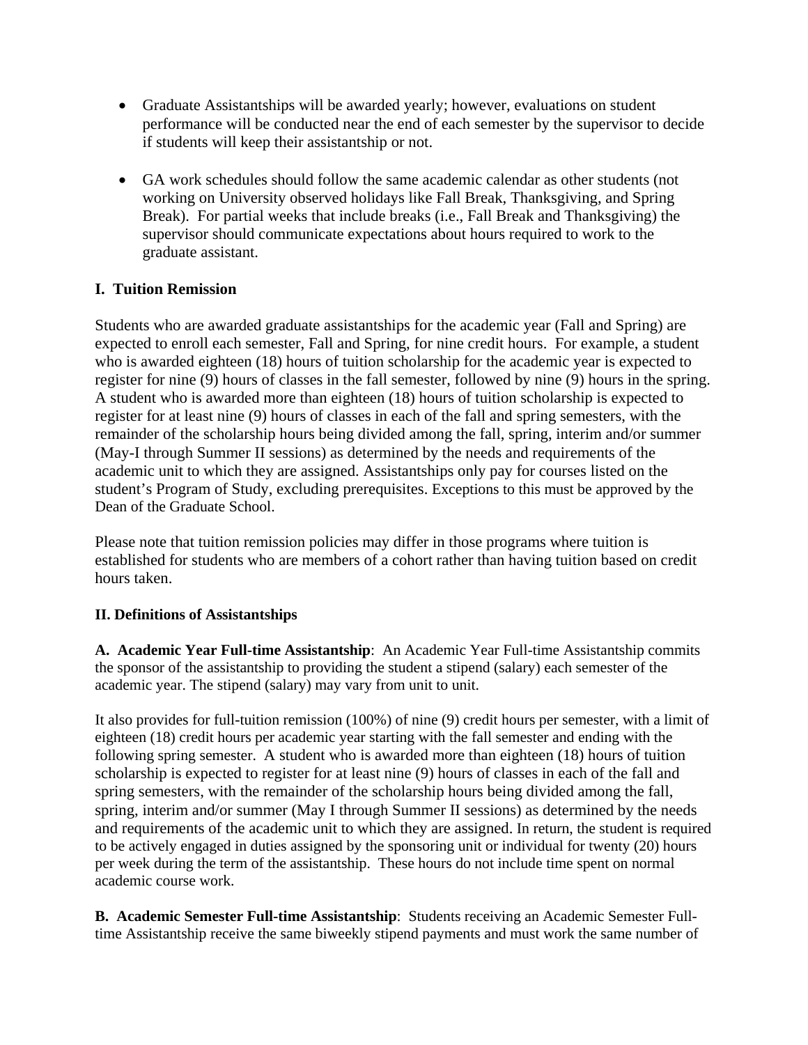- Graduate Assistantships will be awarded yearly; however, evaluations on student performance will be conducted near the end of each semester by the supervisor to decide if students will keep their assistantship or not.

- GA work schedules should follow the same academic calendar as other students (not working on University observed holidays like Fall Break, Thanksgiving, and Spring Break). For partial weeks that include breaks (i.e., Fall Break and Thanksgiving) the supervisor should communicate expectations about hours required to work to the graduate assistant.

## I. Tuition Remission

Students who are awarded graduate assistantships for the academic year (Fall and Spring) are expected to enroll each semester, Fall and Spring, for nine credit hours. For example, a student who is awarded eighteen (18) hours of tuition scholarship for the academic year is expected to register for nine (9) hours of classes in the fall semester, followed by nine (9) hours in the spring. A student who is awarded more than eighteen (18) hours of tuition scholarship is expected to register for at least nine (9) hours of classes in each of the fall and spring semesters, with the remainder of the scholarship hours being divided among the fall, spring, interim and/or summer (May-I through Summer II sessions) as determined by the needs and requirements of the academic unit to which they are assigned. Assistantships only pay for courses listed on the student's Program of Study, excluding prerequisites. Exceptions to this must be approved by the Dean of the Graduate School.

Please note that tuition remission policies may differ in those programs where tuition is established for students who are members of a cohort rather than having tuition based on credit hours taken.

## II. Definitions of Assistantships

**A. Academic Year Full-time Assistantship**: An Academic Year Full-time Assistantship commits the sponsor of the assistantship to providing the student a stipend (salary) each semester of the academic year. The stipend (salary) may vary from unit to unit.

It also provides for full-tuition remission (100%) of nine (9) credit hours per semester, with a limit of eighteen (18) credit hours per academic year starting with the fall semester and ending with the following spring semester. A student who is awarded more than eighteen (18) hours of tuition scholarship is expected to register for at least nine (9) hours of classes in each of the fall and spring semesters, with the remainder of the scholarship hours being divided among the fall, spring, interim and/or summer (May I through Summer II sessions) as determined by the needs and requirements of the academic unit to which they are assigned. In return, the student is required to be actively engaged in duties assigned by the sponsoring unit or individual for twenty (20) hours per week during the term of the assistantship. These hours do not include time spent on normal academic course work.

**B. Academic Semester Full-time Assistantship**: Students receiving an Academic Semester Full-time Assistantship receive the same biweekly stipend payments and must work the same number of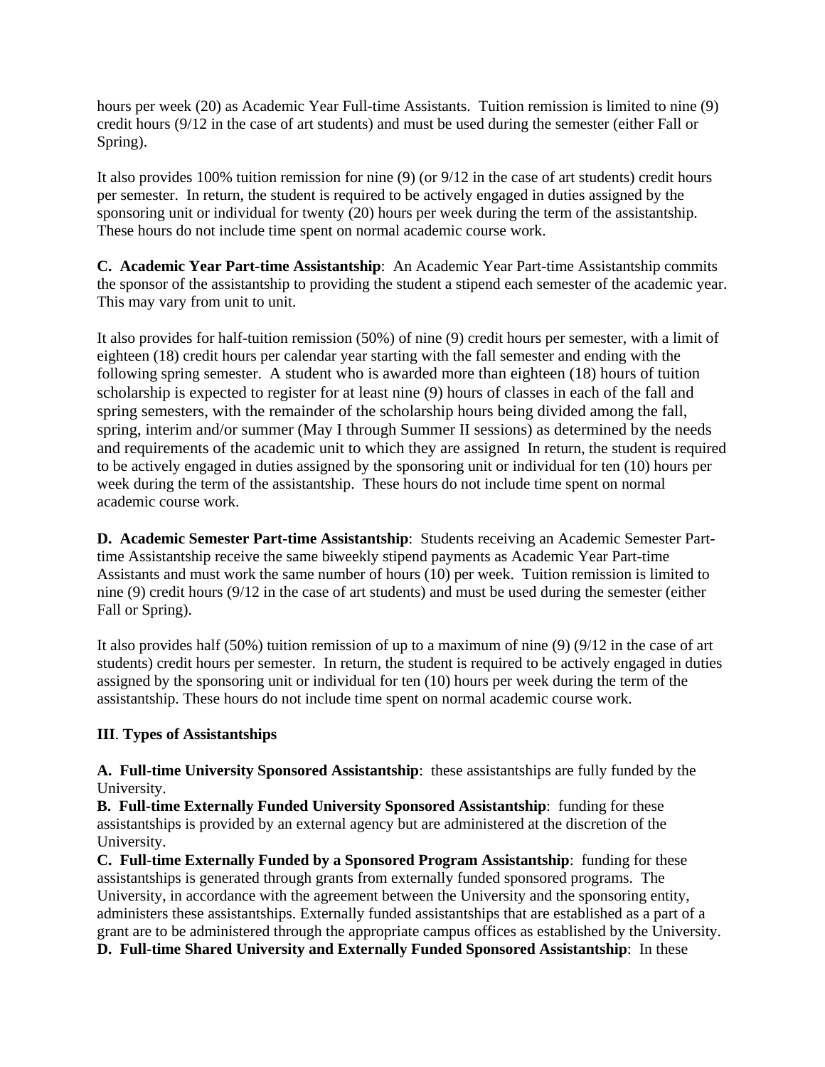hours per week (20) as Academic Year Full-time Assistants. Tuition remission is limited to nine (9) credit hours (9/12 in the case of art students) and must be used during the semester (either Fall or Spring).

It also provides 100% tuition remission for nine (9) (or 9/12 in the case of art students) credit hours per semester. In return, the student is required to be actively engaged in duties assigned by the sponsoring unit or individual for twenty (20) hours per week during the term of the assistantship. These hours do not include time spent on normal academic course work.

**C. Academic Year Part-time Assistantship**: An Academic Year Part-time Assistantship commits the sponsor of the assistantship to providing the student a stipend each semester of the academic year. This may vary from unit to unit.

It also provides for half-tuition remission (50%) of nine (9) credit hours per semester, with a limit of eighteen (18) credit hours per calendar year starting with the fall semester and ending with the following spring semester. A student who is awarded more than eighteen (18) hours of tuition scholarship is expected to register for at least nine (9) hours of classes in each of the fall and spring semesters, with the remainder of the scholarship hours being divided among the fall, spring, interim and/or summer (May I through Summer II sessions) as determined by the needs and requirements of the academic unit to which they are assigned In return, the student is required to be actively engaged in duties assigned by the sponsoring unit or individual for ten (10) hours per week during the term of the assistantship. These hours do not include time spent on normal academic course work.

**D. Academic Semester Part-time Assistantship**: Students receiving an Academic Semester Part-time Assistantship receive the same biweekly stipend payments as Academic Year Part-time Assistants and must work the same number of hours (10) per week. Tuition remission is limited to nine (9) credit hours (9/12 in the case of art students) and must be used during the semester (either Fall or Spring).

It also provides half (50%) tuition remission of up to a maximum of nine (9) (9/12 in the case of art students) credit hours per semester. In return, the student is required to be actively engaged in duties assigned by the sponsoring unit or individual for ten (10) hours per week during the term of the assistantship. These hours do not include time spent on normal academic course work.

**III**. **Types of Assistantships**

**A. Full-time University Sponsored Assistantship**: these assistantships are fully funded by the University.
**B. Full-time Externally Funded University Sponsored Assistantship**: funding for these assistantships is provided by an external agency but are administered at the discretion of the University.
**C. Full-time Externally Funded by a Sponsored Program Assistantship**: funding for these assistantships is generated through grants from externally funded sponsored programs. The University, in accordance with the agreement between the University and the sponsoring entity, administers these assistantships. Externally funded assistantships that are established as a part of a grant are to be administered through the appropriate campus offices as established by the University.
**D. Full-time Shared University and Externally Funded Sponsored Assistantship**: In these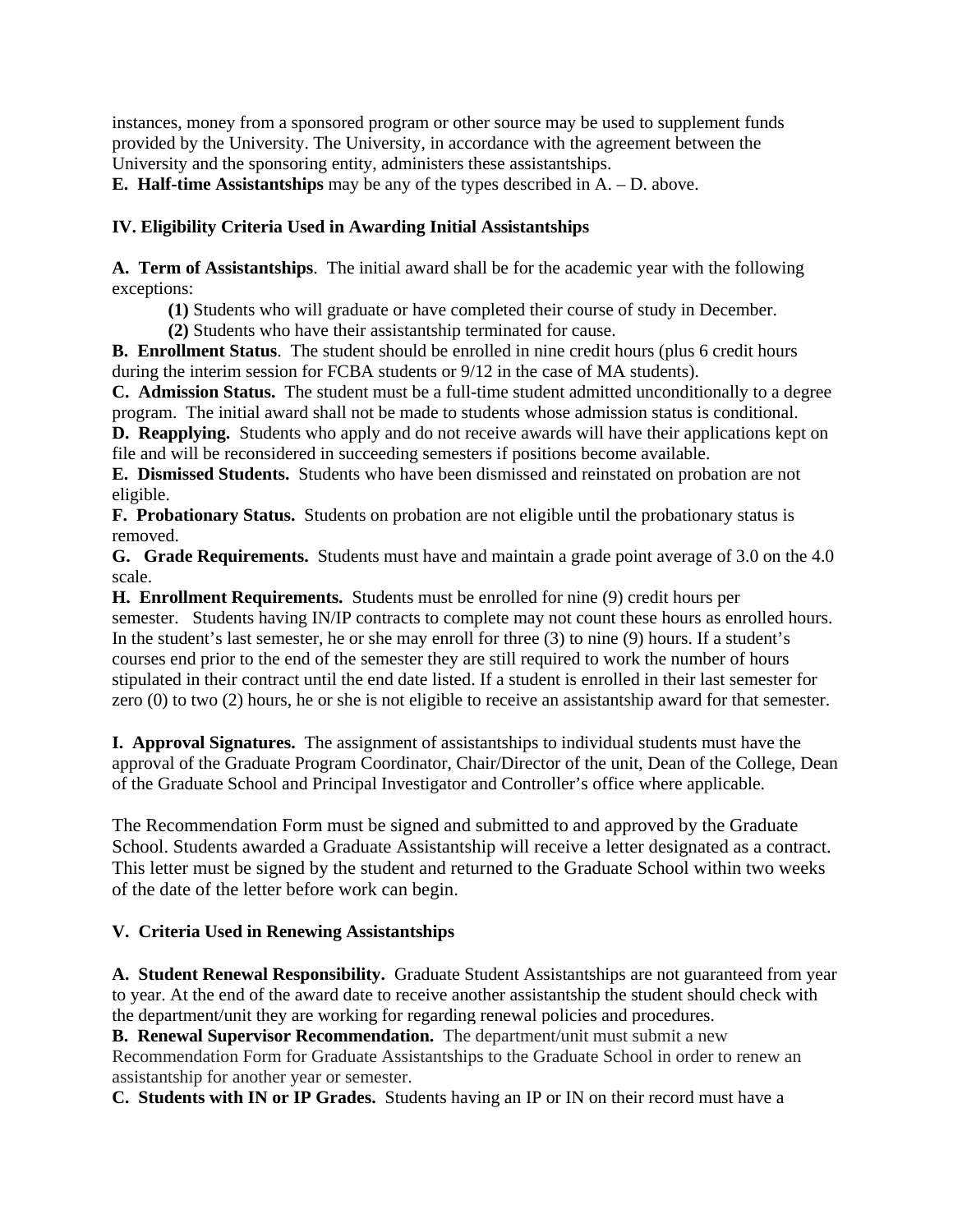instances, money from a sponsored program or other source may be used to supplement funds provided by the University. The University, in accordance with the agreement between the University and the sponsoring entity, administers these assistantships.

**E. Half-time Assistantships** may be any of the types described in A. – D. above.

## IV. Eligibility Criteria Used in Awarding Initial Assistantships

**A. Term of Assistantships**. The initial award shall be for the academic year with the following exceptions:

- **(1)** Students who will graduate or have completed their course of study in December.
- **(2)** Students who have their assistantship terminated for cause.

**B. Enrollment Status**. The student should be enrolled in nine credit hours (plus 6 credit hours during the interim session for FCBA students or 9/12 in the case of MA students).

**C. Admission Status.** The student must be a full-time student admitted unconditionally to a degree program. The initial award shall not be made to students whose admission status is conditional.

**D. Reapplying.** Students who apply and do not receive awards will have their applications kept on file and will be reconsidered in succeeding semesters if positions become available.

**E. Dismissed Students.** Students who have been dismissed and reinstated on probation are not eligible.

**F. Probationary Status.** Students on probation are not eligible until the probationary status is removed.

**G. Grade Requirements.** Students must have and maintain a grade point average of 3.0 on the 4.0 scale.

**H. Enrollment Requirements.** Students must be enrolled for nine (9) credit hours per semester. Students having IN/IP contracts to complete may not count these hours as enrolled hours. In the student's last semester, he or she may enroll for three (3) to nine (9) hours. If a student's courses end prior to the end of the semester they are still required to work the number of hours stipulated in their contract until the end date listed. If a student is enrolled in their last semester for zero (0) to two (2) hours, he or she is not eligible to receive an assistantship award for that semester.

**I. Approval Signatures.** The assignment of assistantships to individual students must have the approval of the Graduate Program Coordinator, Chair/Director of the unit, Dean of the College, Dean of the Graduate School and Principal Investigator and Controller's office where applicable.

The Recommendation Form must be signed and submitted to and approved by the Graduate School. Students awarded a Graduate Assistantship will receive a letter designated as a contract. This letter must be signed by the student and returned to the Graduate School within two weeks of the date of the letter before work can begin.

## V. Criteria Used in Renewing Assistantships

**A. Student Renewal Responsibility.** Graduate Student Assistantships are not guaranteed from year to year. At the end of the award date to receive another assistantship the student should check with the department/unit they are working for regarding renewal policies and procedures.

**B. Renewal Supervisor Recommendation.** The department/unit must submit a new Recommendation Form for Graduate Assistantships to the Graduate School in order to renew an assistantship for another year or semester.

**C. Students with IN or IP Grades.** Students having an IP or IN on their record must have a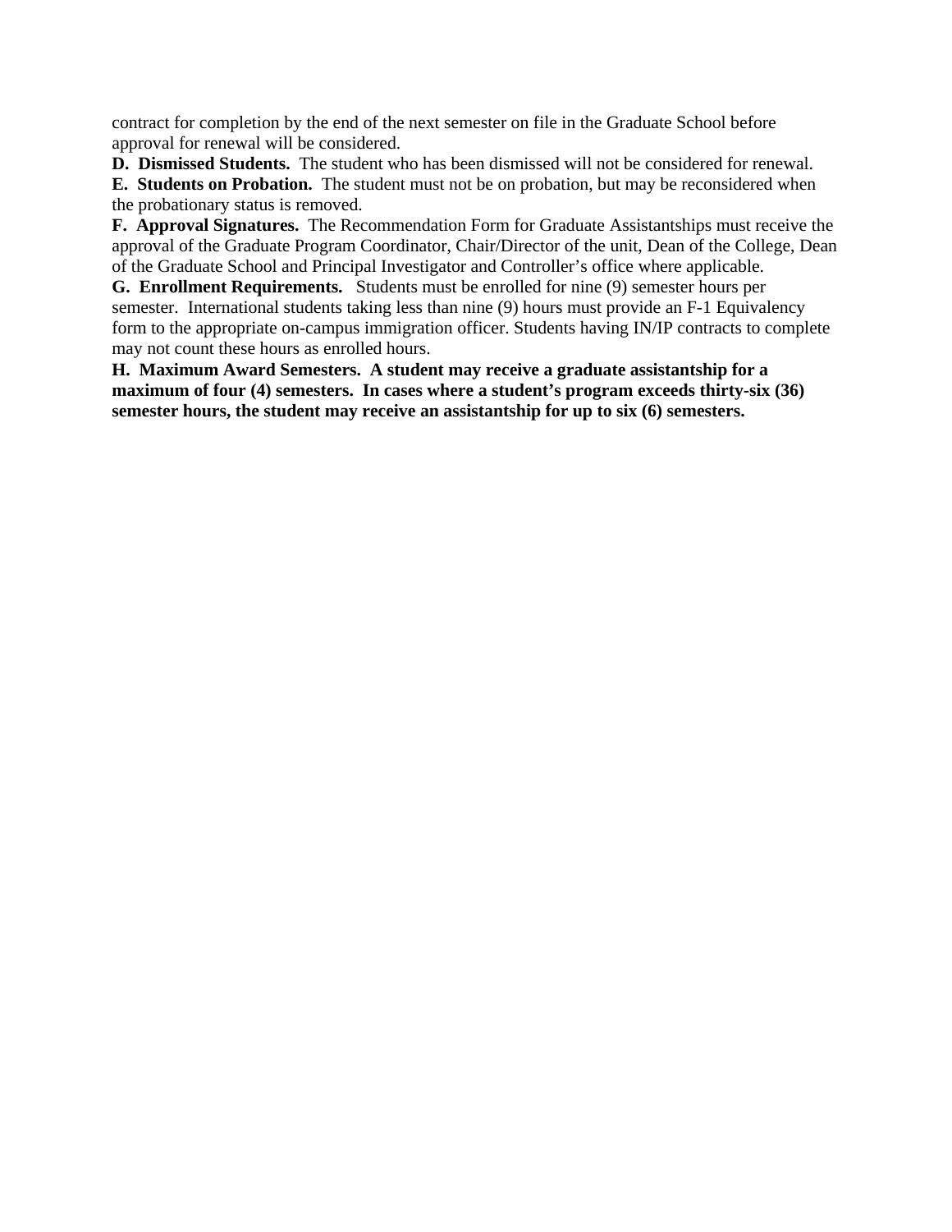contract for completion by the end of the next semester on file in the Graduate School before approval for renewal will be considered.

**D. Dismissed Students.** The student who has been dismissed will not be considered for renewal.

**E. Students on Probation.** The student must not be on probation, but may be reconsidered when the probationary status is removed.

**F. Approval Signatures.** The Recommendation Form for Graduate Assistantships must receive the approval of the Graduate Program Coordinator, Chair/Director of the unit, Dean of the College, Dean of the Graduate School and Principal Investigator and Controller's office where applicable.

**G. Enrollment Requirements.** Students must be enrolled for nine (9) semester hours per semester. International students taking less than nine (9) hours must provide an F-1 Equivalency form to the appropriate on-campus immigration officer. Students having IN/IP contracts to complete may not count these hours as enrolled hours.

**H. Maximum Award Semesters. A student may receive a graduate assistantship for a maximum of four (4) semesters. In cases where a student's program exceeds thirty-six (36) semester hours, the student may receive an assistantship for up to six (6) semesters.**